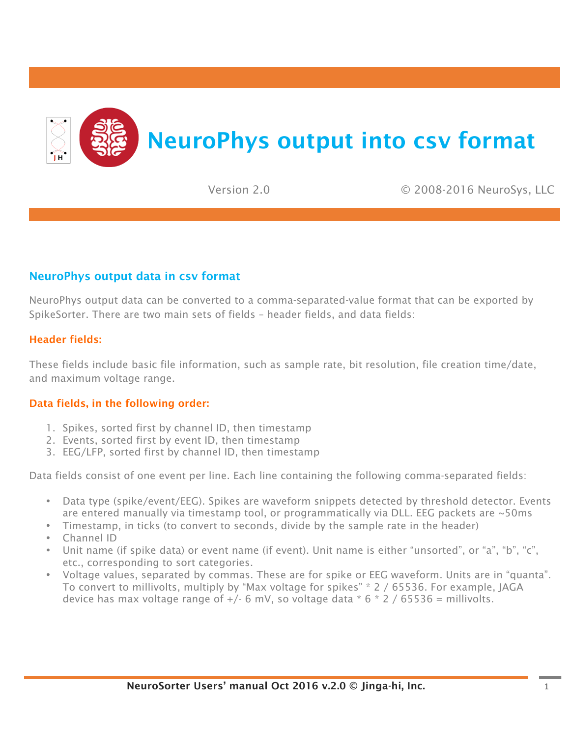# NeuroPhys output into csv format

Version 2.0 © 2008-2016 NeuroSys, LLC

## NeuroPhys output data in csv format

NeuroPhys output data can be converted to a comma-separated-value format that can be exported by SpikeSorter. There are two main sets of fields – header fields, and data fields:

### Header fields:

These fields include basic file information, such as sample rate, bit resolution, file creation time/date, and maximum voltage range.

### Data fields, in the following order:

1. Spikes, sorted first by channel ID, then timestamp
2. Events, sorted first by event ID, then timestamp
3. EEG/LFP, sorted first by channel ID, then timestamp

Data fields consist of one event per line. Each line containing the following comma-separated fields:

- Data type (spike/event/EEG). Spikes are waveform snippets detected by threshold detector. Events are entered manually via timestamp tool, or programmatically via DLL. EEG packets are ~50ms
- Timestamp, in ticks (to convert to seconds, divide by the sample rate in the header)
- Channel ID
- Unit name (if spike data) or event name (if event). Unit name is either "unsorted", or "a", "b", "c", etc., corresponding to sort categories.
- Voltage values, separated by commas. These are for spike or EEG waveform. Units are in "quanta". To convert to millivolts, multiply by "Max voltage for spikes" * 2 / 65536. For example, JAGA device has max voltage range of +/- 6 mV, so voltage data * 6 * 2 / 65536 = millivolts.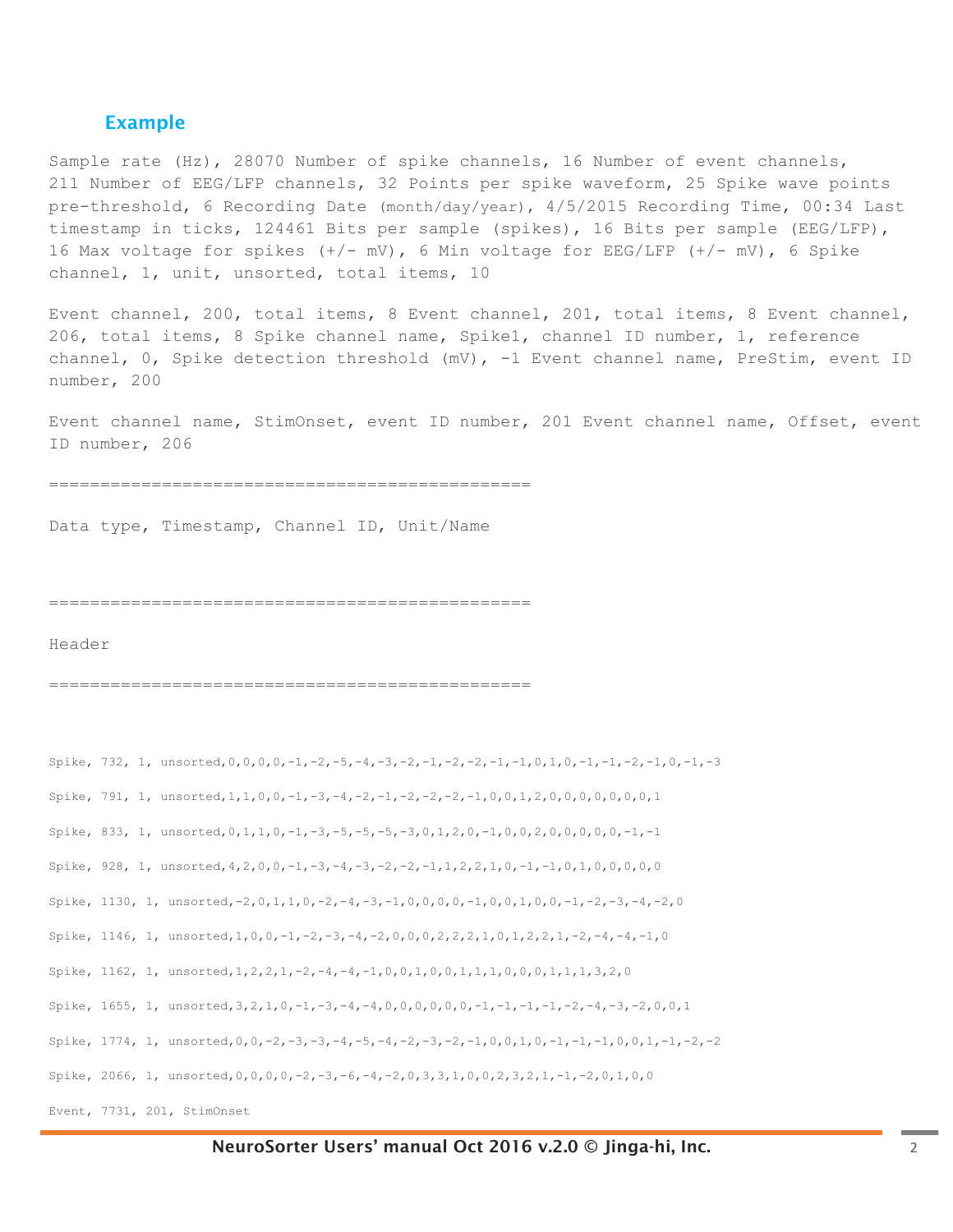## Example

```
Sample rate (Hz), 28070 Number of spike channels, 16 Number of event channels,
211 Number of EEG/LFP channels, 32 Points per spike waveform, 25 Spike wave points
pre-threshold, 6 Recording Date (month/day/year), 4/5/2015 Recording Time, 00:34 Last
timestamp in ticks, 124461 Bits per sample (spikes), 16 Bits per sample (EEG/LFP),
16 Max voltage for spikes (+/- mV), 6 Min voltage for EEG/LFP (+/- mV), 6 Spike
channel, 1, unit, unsorted, total items, 10

Event channel, 200, total items, 8 Event channel, 201, total items, 8 Event channel,
206, total items, 8 Spike channel name, Spike1, channel ID number, 1, reference
channel, 0, Spike detection threshold (mV), -1 Event channel name, PreStim, event ID
number, 200

Event channel name, StimOnset, event ID number, 201 Event channel name, Offset, event
ID number, 206

===============================================

Data type, Timestamp, Channel ID, Unit/Name


===============================================

Header

===============================================


Spike, 732, 1, unsorted,0,0,0,0,-1,-2,-5,-4,-3,-2,-1,-2,-2,-1,-1,0,1,0,-1,-1,-2,-1,0,-1,-3

Spike, 791, 1, unsorted,1,1,0,0,-1,-3,-4,-2,-1,-2,-2,-2,-1,0,0,1,2,0,0,0,0,0,0,0,1

Spike, 833, 1, unsorted,0,1,1,0,-1,-3,-5,-5,-5,-3,0,1,2,0,-1,0,0,2,0,0,0,0,0,-1,-1

Spike, 928, 1, unsorted,4,2,0,0,-1,-3,-4,-3,-2,-2,-1,1,2,2,1,0,-1,-1,0,1,0,0,0,0,0

Spike, 1130, 1, unsorted,-2,0,1,1,0,-2,-4,-3,-1,0,0,0,0,-1,0,0,1,0,0,-1,-2,-3,-4,-2,0

Spike, 1146, 1, unsorted,1,0,0,-1,-2,-3,-4,-2,0,0,0,2,2,2,1,0,1,2,2,1,-2,-4,-4,-1,0

Spike, 1162, 1, unsorted,1,2,2,1,-2,-4,-4,-1,0,0,1,0,0,1,1,1,0,0,0,1,1,1,3,2,0

Spike, 1655, 1, unsorted,3,2,1,0,-1,-3,-4,-4,0,0,0,0,0,0,-1,-1,-1,-1,-2,-4,-3,-2,0,0,1

Spike, 1774, 1, unsorted,0,0,-2,-3,-3,-4,-5,-4,-2,-3,-2,-1,0,0,1,0,-1,-1,-1,0,0,1,-1,-2,-2

Spike, 2066, 1, unsorted,0,0,0,0,-2,-3,-6,-4,-2,0,3,3,1,0,0,2,3,2,1,-1,-2,0,1,0,0

Event, 7731, 201, StimOnset
```

**NeuroSorter Users' manual Oct 2016 v.2.0 © Jinga-hi, Inc.**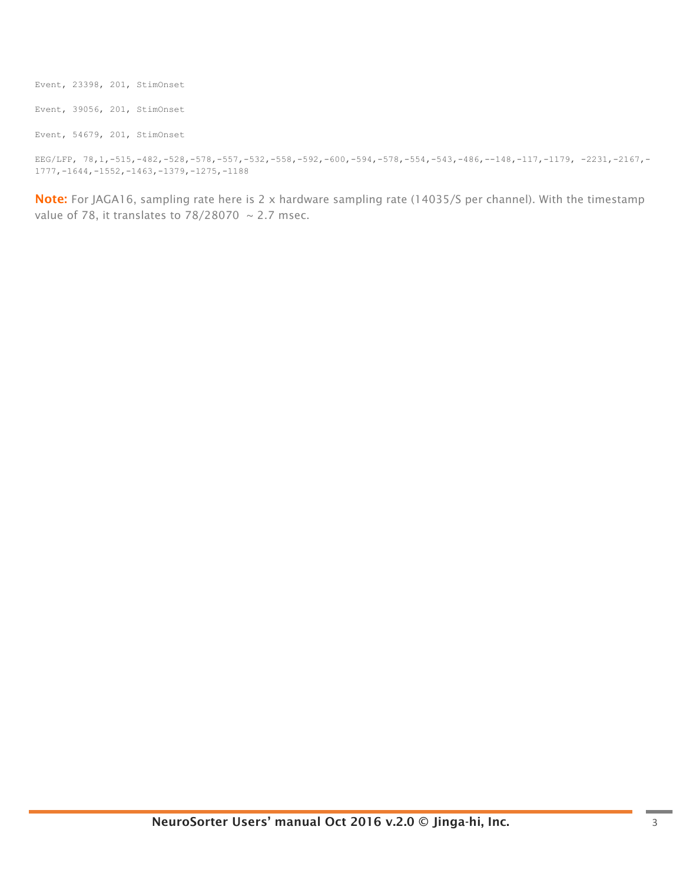```
Event, 23398, 201, StimOnset

Event, 39056, 201, StimOnset

Event, 54679, 201, StimOnset

EEG/LFP, 78,1,-515,-482,-528,-578,-557,-532,-558,-592,-600,-594,-578,-554,-543,-486,--148,-117,-1179, -2231,-2167,-1777,-1644,-1552,-1463,-1379,-1275,-1188
```

**Note:** For JAGA16, sampling rate here is 2 x hardware sampling rate (14035/S per channel). With the timestamp value of 78, it translates to 78/28070 ~ 2.7 msec.